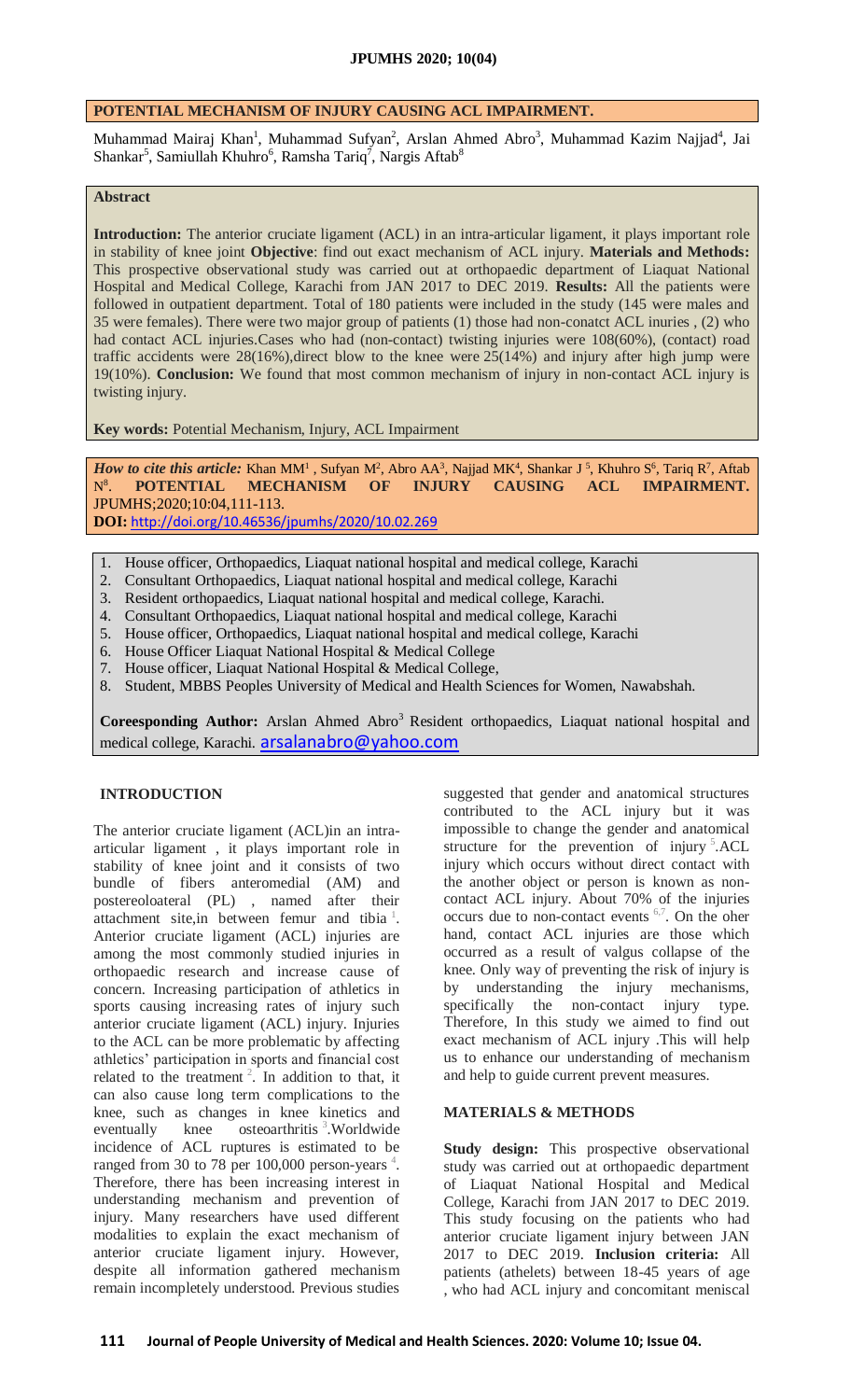## POTENTIAL MECHANISM OF INJURY CAUSING ACL IMPAIRMENT.

Muhammad Mairaj Khan[1], Muhammad Sufyan[2], Arslan Ahmed Abro[3], Muhammad Kazim Najjad[4], Jai Shankar[5], Samiullah Khuhro[6], Ramsha Tariq[7], Nargis Aftab[8]

### Abstract

**Introduction:** The anterior cruciate ligament (ACL) in an intra-articular ligament, it plays important role in stability of knee joint **Objective**: find out exact mechanism of ACL injury. **Materials and Methods:** This prospective observational study was carried out at orthopaedic department of Liaquat National Hospital and Medical College, Karachi from JAN 2017 to DEC 2019. **Results:** All the patients were followed in outpatient department. Total of 180 patients were included in the study (145 were males and 35 were females). There were two major group of patients (1) those had non-conatct ACL inuries , (2) who had contact ACL injuries.Cases who had (non-contact) twisting injuries were 108(60%), (contact) road traffic accidents were 28(16%),direct blow to the knee were 25(14%) and injury after high jump were 19(10%). **Conclusion:** We found that most common mechanism of injury in non-contact ACL injury is twisting injury.

**Key words:** Potential Mechanism, Injury, ACL Impairment

***How to cite this article:*** Khan MM[1] , Sufyan M[2], Abro AA[3], Najjad MK[4], Shankar J [5], Khuhro S[6], Tariq R[7], Aftab N[8]. **POTENTIAL MECHANISM OF INJURY CAUSING ACL IMPAIRMENT.** JPUMHS;2020;10:04,111-113.
**DOI:** http://doi.org/10.46536/jpumhs/2020/10.02.269

1. House officer, Orthopaedics, Liaquat national hospital and medical college, Karachi
2. Consultant Orthopaedics, Liaquat national hospital and medical college, Karachi
3. Resident orthopaedics, Liaquat national hospital and medical college, Karachi.
4. Consultant Orthopaedics, Liaquat national hospital and medical college, Karachi
5. House officer, Orthopaedics, Liaquat national hospital and medical college, Karachi
6. House Officer Liaquat National Hospital & Medical College
7. House officer, Liaquat National Hospital & Medical College,
8. Student, MBBS Peoples University of Medical and Health Sciences for Women, Nawabshah.

**Coreesponding Author:** Arslan Ahmed Abro[3] Resident orthopaedics, Liaquat national hospital and medical college, Karachi. arsalanabro@yahoo.com

### INTRODUCTION

The anterior cruciate ligament (ACL)in an intra-articular ligament , it plays important role in stability of knee joint and it consists of two bundle of fibers anteromedial (AM) and postereoloateral (PL) , named after their attachment site,in between femur and tibia [1]. Anterior cruciate ligament (ACL) injuries are among the most commonly studied injuries in orthopaedic research and increase cause of concern. Increasing participation of athletics in sports causing increasing rates of injury such anterior cruciate ligament (ACL) injury. Injuries to the ACL can be more problematic by affecting athletics' participation in sports and financial cost related to the treatment [2]. In addition to that, it can also cause long term complications to the knee, such as changes in knee kinetics and eventually knee osteoarthritis [3].Worldwide incidence of ACL ruptures is estimated to be ranged from 30 to 78 per 100,000 person-years [4]. Therefore, there has been increasing interest in understanding mechanism and prevention of injury. Many researchers have used different modalities to explain the exact mechanism of anterior cruciate ligament injury. However, despite all information gathered mechanism remain incompletely understood. Previous studies suggested that gender and anatomical structures contributed to the ACL injury but it was impossible to change the gender and anatomical structure for the prevention of injury [5].ACL injury which occurs without direct contact with the another object or person is known as non-contact ACL injury. About 70% of the injuries occurs due to non-contact events [6,7]. On the oher hand, contact ACL injuries are those which occurred as a result of valgus collapse of the knee. Only way of preventing the risk of injury is by understanding the injury mechanisms, specifically the non-contact injury type. Therefore, In this study we aimed to find out exact mechanism of ACL injury .This will help us to enhance our understanding of mechanism and help to guide current prevent measures.

### MATERIALS & METHODS

**Study design:** This prospective observational study was carried out at orthopaedic department of Liaquat National Hospital and Medical College, Karachi from JAN 2017 to DEC 2019. This study focusing on the patients who had anterior cruciate ligament injury between JAN 2017 to DEC 2019. **Inclusion criteria:** All patients (athelets) between 18-45 years of age , who had ACL injury and concomitant meniscal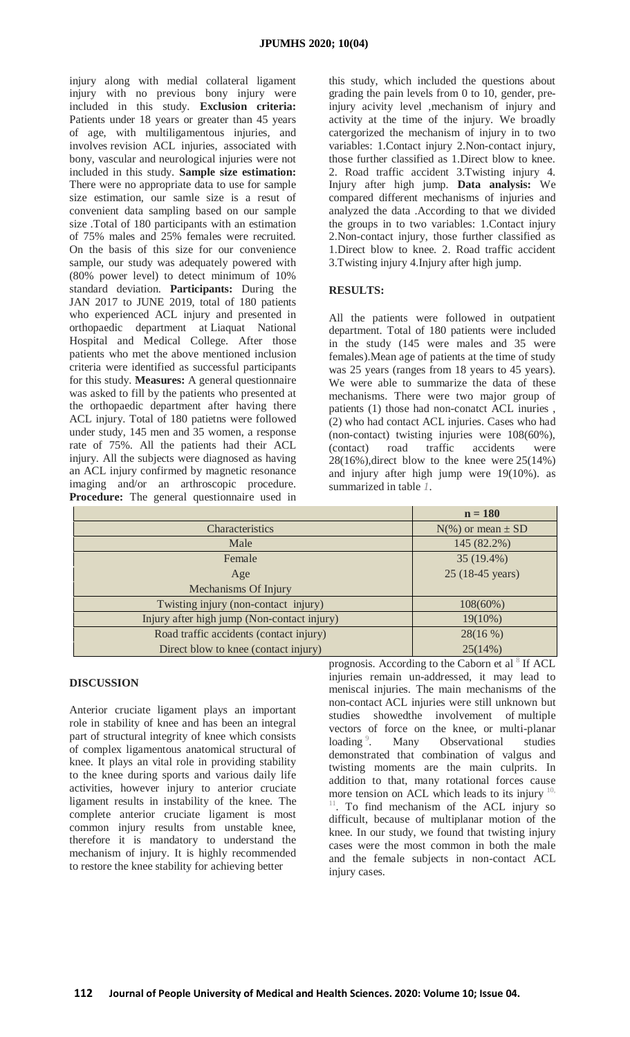injury along with medial collateral ligament injury with no previous bony injury were included in this study. **Exclusion criteria:** Patients under 18 years or greater than 45 years of age, with multiligamentous injuries, and involves revision ACL injuries, associated with bony, vascular and neurological injuries were not included in this study. **Sample size estimation:** There were no appropriate data to use for sample size estimation, our samle size is a resut of convenient data sampling based on our sample size .Total of 180 participants with an estimation of 75% males and 25% females were recruited. On the basis of this size for our convenience sample, our study was adequately powered with (80% power level) to detect minimum of 10% standard deviation. **Participants:** During the JAN 2017 to JUNE 2019, total of 180 patients who experienced ACL injury and presented in orthopaedic department at Liaquat National Hospital and Medical College. After those patients who met the above mentioned inclusion criteria were identified as successful participants for this study. **Measures:** A general questionnaire was asked to fill by the patients who presented at the orthopaedic department after having there ACL injury. Total of 180 patietns were followed under study, 145 men and 35 women, a response rate of 75%. All the patients had their ACL injury. All the subjects were diagnosed as having an ACL injury confirmed by magnetic resonance imaging and/or an arthroscopic procedure. **Procedure:** The general questionnaire used in this study, which included the questions about grading the pain levels from 0 to 10, gender, pre-injury acivity level ,mechanism of injury and activity at the time of the injury. We broadly catergorized the mechanism of injury in to two variables: 1.Contact injury 2.Non-contact injury, those further classified as 1.Direct blow to knee. 2. Road traffic accident 3.Twisting injury 4. Injury after high jump. **Data analysis:** We compared different mechanisms of injuries and analyzed the data .According to that we divided the groups in to two variables: 1.Contact injury 2.Non-contact injury, those further classified as 1.Direct blow to knee. 2. Road traffic accident 3.Twisting injury 4.Injury after high jump.

## RESULTS:

All the patients were followed in outpatient department. Total of 180 patients were included in the study (145 were males and 35 were females).Mean age of patients at the time of study was 25 years (ranges from 18 years to 45 years). We were able to summarize the data of these mechanisms. There were two major group of patients (1) those had non-conatct ACL inuries , (2) who had contact ACL injuries. Cases who had (non-contact) twisting injuries were 108(60%), (contact) road traffic accidents were 28(16%),direct blow to the knee were 25(14%) and injury after high jump were 19(10%). as summarized in table 1.

| | n = 180 |
|---|---|
| Characteristics | N(%) or mean ± SD |
| Male | 145 (82.2%) |
| Female | 35 (19.4%) |
| Age | 25 (18-45 years) |
| Mechanisms Of Injury | |
| Twisting injury (non-contact injury) | 108(60%) |
| Injury after high jump (Non-contact injury) | 19(10%) |
| Road traffic accidents (contact injury) | 28(16 %) |
| Direct blow to knee (contact injury) | 25(14%) |

## DISCUSSION

Anterior cruciate ligament plays an important role in stability of knee and has been an integral part of structural integrity of knee which consists of complex ligamentous anatomical structural of knee. It plays an vital role in providing stability to the knee during sports and various daily life activities, however injury to anterior cruciate ligament results in instability of the knee. The complete anterior cruciate ligament is most common injury results from unstable knee, therefore it is mandatory to understand the mechanism of injury. It is highly recommended to restore the knee stability for achieving better prognosis. According to the Caborn et al [8] If ACL injuries remain un-addressed, it may lead to meniscal injuries. The main mechanisms of the non-contact ACL injuries were still unknown but studies showedthe involvement of multiple vectors of force on the knee, or multi-planar loading [9]. Many Observational studies demonstrated that combination of valgus and twisting moments are the main culprits. In addition to that, many rotational forces cause more tension on ACL which leads to its injury [10, 11]. To find mechanism of the ACL injury so difficult, because of multiplanar motion of the knee. In our study, we found that twisting injury cases were the most common in both the male and the female subjects in non-contact ACL injury cases.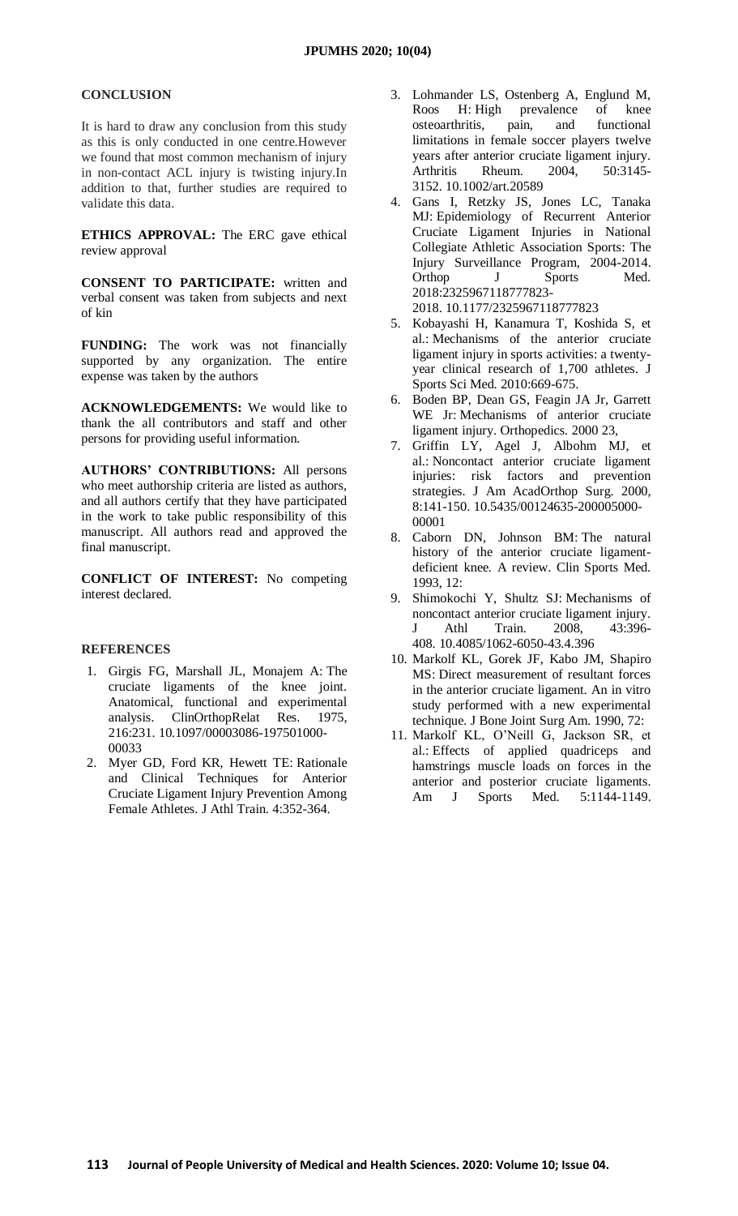## CONCLUSION

It is hard to draw any conclusion from this study as this is only conducted in one centre.However we found that most common mechanism of injury in non-contact ACL injury is twisting injury.In addition to that, further studies are required to validate this data.

**ETHICS APPROVAL:** The ERC gave ethical review approval

**CONSENT TO PARTICIPATE:** written and verbal consent was taken from subjects and next of kin

**FUNDING:** The work was not financially supported by any organization. The entire expense was taken by the authors

**ACKNOWLEDGEMENTS:** We would like to thank the all contributors and staff and other persons for providing useful information.

**AUTHORS' CONTRIBUTIONS:** All persons who meet authorship criteria are listed as authors, and all authors certify that they have participated in the work to take public responsibility of this manuscript. All authors read and approved the final manuscript.

**CONFLICT OF INTEREST:** No competing interest declared.

## REFERENCES

1. Girgis FG, Marshall JL, Monajem A: The cruciate ligaments of the knee joint. Anatomical, functional and experimental analysis. ClinOrthopRelat Res. 1975, 216:231. 10.1097/00003086-197501000-00033
2. Myer GD, Ford KR, Hewett TE: Rationale and Clinical Techniques for Anterior Cruciate Ligament Injury Prevention Among Female Athletes. J Athl Train. 4:352-364.
3. Lohmander LS, Ostenberg A, Englund M, Roos H: High prevalence of knee osteoarthritis, pain, and functional limitations in female soccer players twelve years after anterior cruciate ligament injury. Arthritis Rheum. 2004, 50:3145-3152. 10.1002/art.20589
4. Gans I, Retzky JS, Jones LC, Tanaka MJ: Epidemiology of Recurrent Anterior Cruciate Ligament Injuries in National Collegiate Athletic Association Sports: The Injury Surveillance Program, 2004-2014. Orthop J Sports Med. 2018:2325967118777823-2018. 10.1177/2325967118777823
5. Kobayashi H, Kanamura T, Koshida S, et al.: Mechanisms of the anterior cruciate ligament injury in sports activities: a twenty-year clinical research of 1,700 athletes. J Sports Sci Med. 2010:669-675.
6. Boden BP, Dean GS, Feagin JA Jr, Garrett WE Jr: Mechanisms of anterior cruciate ligament injury. Orthopedics. 2000 23,
7. Griffin LY, Agel J, Albohm MJ, et al.: Noncontact anterior cruciate ligament injuries: risk factors and prevention strategies. J Am AcadOrthop Surg. 2000, 8:141-150. 10.5435/00124635-200005000-00001
8. Caborn DN, Johnson BM: The natural history of the anterior cruciate ligament-deficient knee. A review. Clin Sports Med. 1993, 12:
9. Shimokochi Y, Shultz SJ: Mechanisms of noncontact anterior cruciate ligament injury. J Athl Train. 2008, 43:396-408. 10.4085/1062-6050-43.4.396
10. Markolf KL, Gorek JF, Kabo JM, Shapiro MS: Direct measurement of resultant forces in the anterior cruciate ligament. An in vitro study performed with a new experimental technique. J Bone Joint Surg Am. 1990, 72:
11. Markolf KL, O'Neill G, Jackson SR, et al.: Effects of applied quadriceps and hamstrings muscle loads on forces in the anterior and posterior cruciate ligaments. Am J Sports Med. 5:1144-1149.